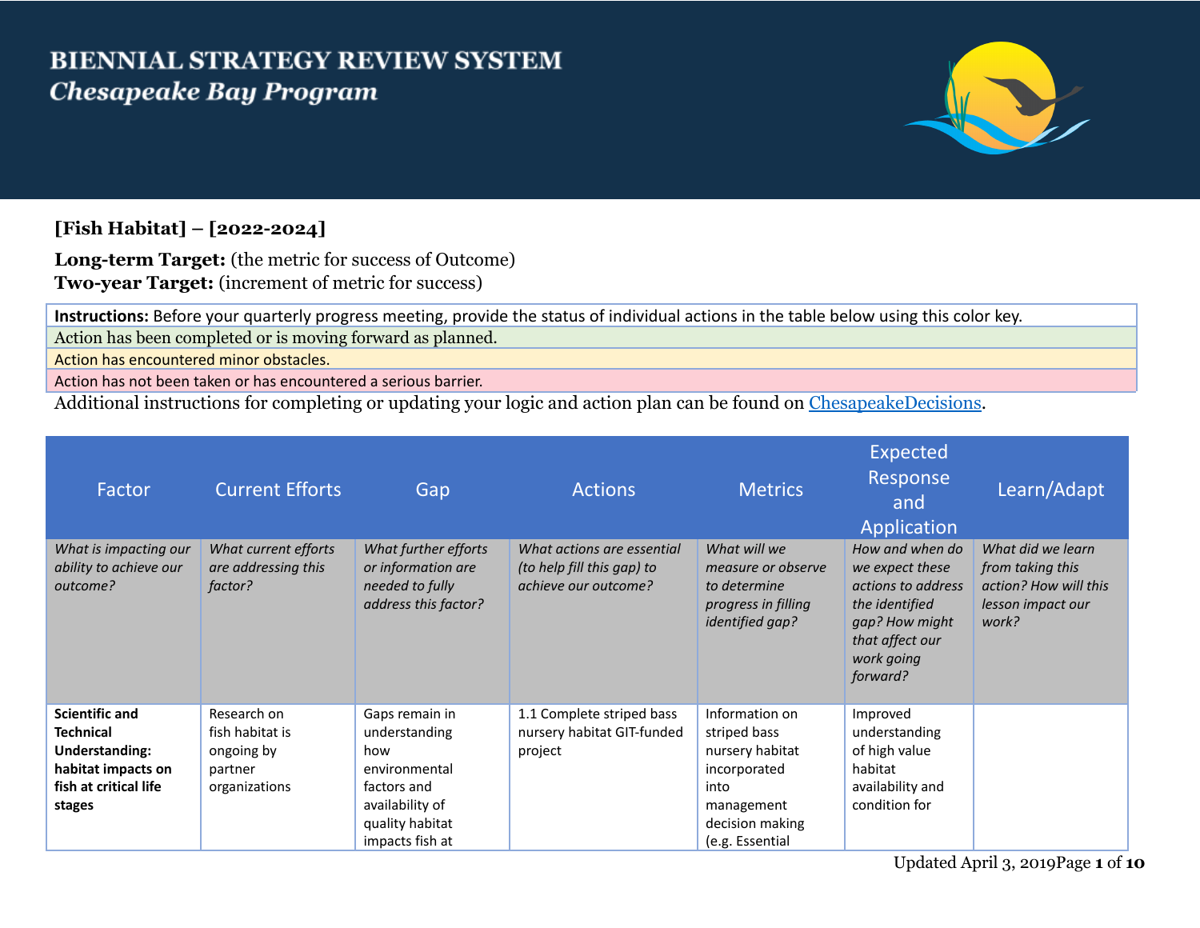# BIENNIAL STRATEGY REVIEW SYSTEM
## *Chesapeake Bay Program*

**[Fish Habitat] – [2022-2024]**

**Long-term Target:** (the metric for success of Outcome)
**Two-year Target:** (increment of metric for success)

| **Instructions:** Before your quarterly progress meeting, provide the status of individual actions in the table below using this color key. |
|---|
| Action has been completed or is moving forward as planned. |
| Action has encountered minor obstacles. |
| Action has not been taken or has encountered a serious barrier. |

Additional instructions for completing or updating your logic and action plan can be found on ChesapeakeDecisions.

| Factor | Current Efforts | Gap | Actions | Metrics | Expected Response and Application | Learn/Adapt |
|---|---|---|---|---|---|---|
| *What is impacting our ability to achieve our outcome?* | *What current efforts are addressing this factor?* | *What further efforts or information are needed to fully address this factor?* | *What actions are essential (to help fill this gap) to achieve our outcome?* | *What will we measure or observe to determine progress in filling identified gap?* | *How and when do we expect these actions to address the identified gap? How might that affect our work going forward?* | *What did we learn from taking this action? How will this lesson impact our work?* |
| **Scientific and Technical Understanding: habitat impacts on fish at critical life stages** | Research on fish habitat is ongoing by partner organizations | Gaps remain in understanding how environmental factors and availability of quality habitat impacts fish at | 1.1 Complete striped bass nursery habitat GIT-funded project | Information on striped bass nursery habitat incorporated into management decision making (e.g. Essential | Improved understanding of high value habitat availability and condition for | |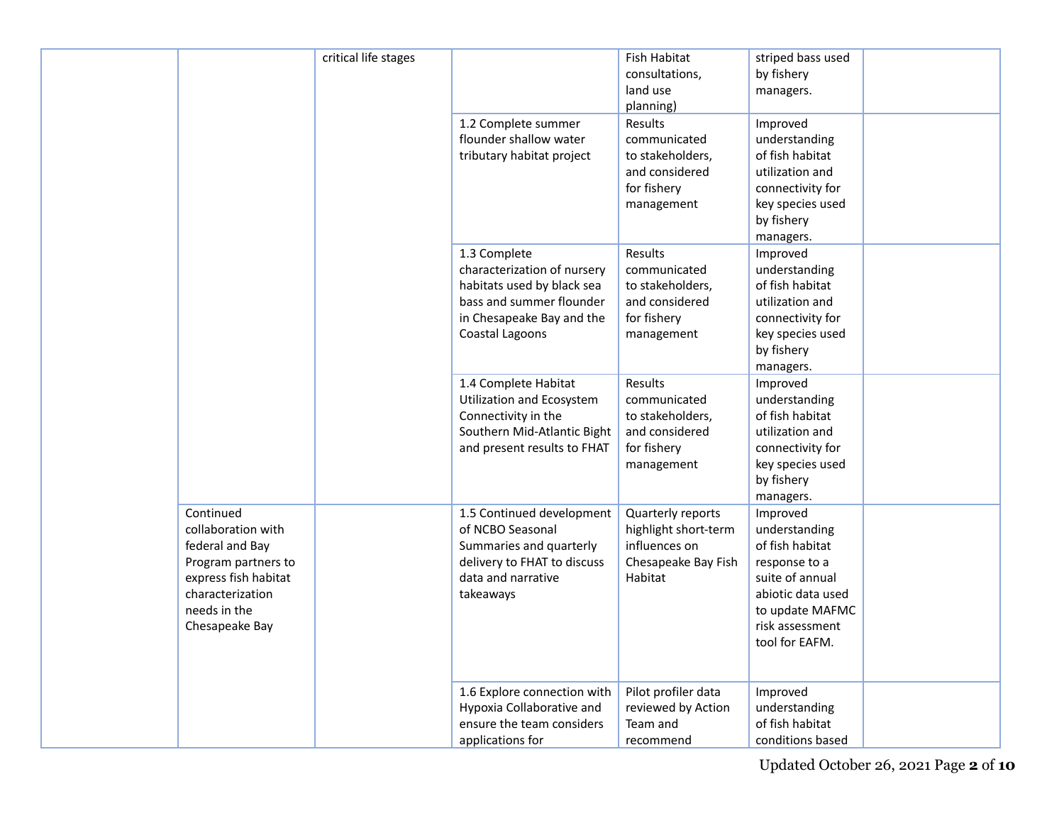| | | | | | | |
|---|---|---|---|---|---|---|
| | | critical life stages | | Fish Habitat consultations, land use planning) | striped bass used by fishery managers. | |
| | | | 1.2 Complete summer flounder shallow water tributary habitat project | Results communicated to stakeholders, and considered for fishery management | Improved understanding of fish habitat utilization and connectivity for key species used by fishery managers. | |
| | | | 1.3 Complete characterization of nursery habitats used by black sea bass and summer flounder in Chesapeake Bay and the Coastal Lagoons | Results communicated to stakeholders, and considered for fishery management | Improved understanding of fish habitat utilization and connectivity for key species used by fishery managers. | |
| | | | 1.4 Complete Habitat Utilization and Ecosystem Connectivity in the Southern Mid-Atlantic Bight and present results to FHAT | Results communicated to stakeholders, and considered for fishery management | Improved understanding of fish habitat utilization and connectivity for key species used by fishery managers. | |
| | Continued collaboration with federal and Bay Program partners to express fish habitat characterization needs in the Chesapeake Bay | | 1.5 Continued development of NCBO Seasonal Summaries and quarterly delivery to FHAT to discuss data and narrative takeaways | Quarterly reports highlight short-term influences on Chesapeake Bay Fish Habitat | Improved understanding of fish habitat response to a suite of annual abiotic data used to update MAFMC risk assessment tool for EAFM. | |
| | | | 1.6 Explore connection with Hypoxia Collaborative and ensure the team considers applications for | Pilot profiler data reviewed by Action Team and recommend | Improved understanding of fish habitat conditions based | |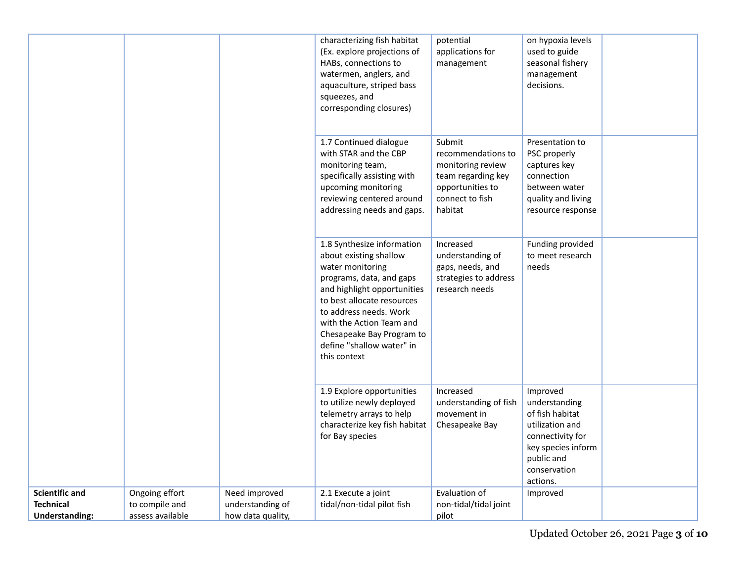| | | | | | | |
|---|---|---|---|---|---|---|
| | | | characterizing fish habitat (Ex. explore projections of HABs, connections to watermen, anglers, and aquaculture, striped bass squeezes, and corresponding closures) | potential applications for management | on hypoxia levels used to guide seasonal fishery management decisions. | |
| | | | 1.7 Continued dialogue with STAR and the CBP monitoring team, specifically assisting with upcoming monitoring reviewing centered around addressing needs and gaps. | Submit recommendations to monitoring review team regarding key opportunities to connect to fish habitat | Presentation to PSC properly captures key connection between water quality and living resource response | |
| | | | 1.8 Synthesize information about existing shallow water monitoring programs, data, and gaps and highlight opportunities to best allocate resources to address needs. Work with the Action Team and Chesapeake Bay Program to define "shallow water" in this context | Increased understanding of gaps, needs, and strategies to address research needs | Funding provided to meet research needs | |
| | | | 1.9 Explore opportunities to utilize newly deployed telemetry arrays to help characterize key fish habitat for Bay species | Increased understanding of fish movement in Chesapeake Bay | Improved understanding of fish habitat utilization and connectivity for key species inform public and conservation actions. | |
| **Scientific and Technical Understanding:** | Ongoing effort to compile and assess available | Need improved understanding of how data quality, | 2.1 Execute a joint tidal/non-tidal pilot fish | Evaluation of non-tidal/tidal joint pilot | Improved | |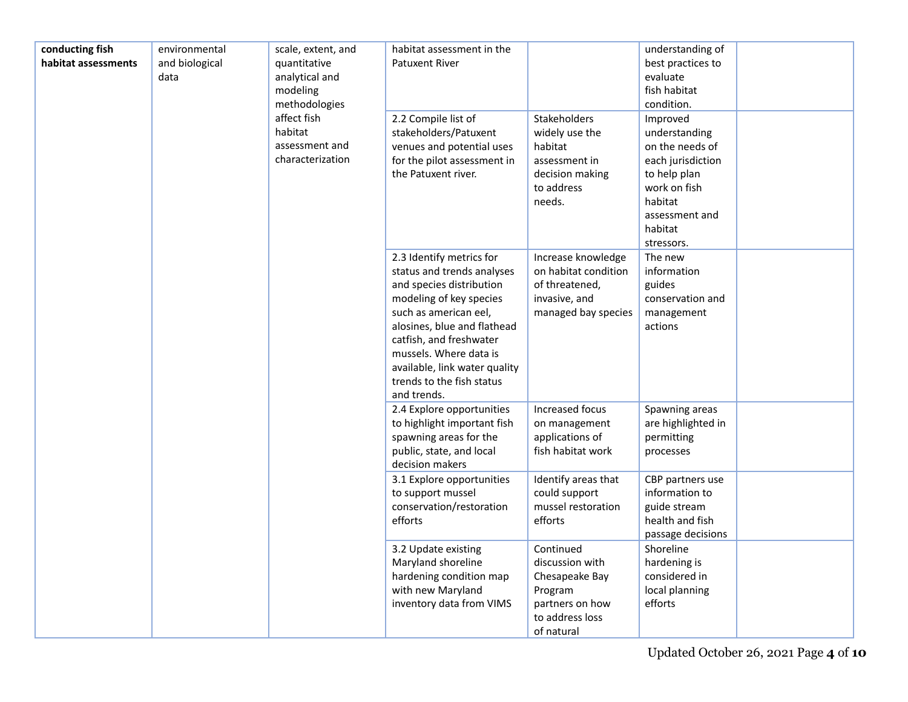| | | | | | | |
|---|---|---|---|---|---|---|
| **conducting fish habitat assessments** | environmental and biological data | scale, extent, and quantitative analytical and modeling methodologies affect fish habitat assessment and characterization | habitat assessment in the Patuxent River | | understanding of best practices to evaluate fish habitat condition. | |
| | | | 2.2 Compile list of stakeholders/Patuxent venues and potential uses for the pilot assessment in the Patuxent river. | Stakeholders widely use the habitat assessment in decision making to address needs. | Improved understanding on the needs of each jurisdiction to help plan work on fish habitat assessment and habitat stressors. | |
| | | | 2.3 Identify metrics for status and trends analyses and species distribution modeling of key species such as american eel, alosines, blue and flathead catfish, and freshwater mussels. Where data is available, link water quality trends to the fish status and trends. | Increase knowledge on habitat condition of threatened, invasive, and managed bay species | The new information guides conservation and management actions | |
| | | | 2.4 Explore opportunities to highlight important fish spawning areas for the public, state, and local decision makers | Increased focus on management applications of fish habitat work | Spawning areas are highlighted in permitting processes | |
| | | | 3.1 Explore opportunities to support mussel conservation/restoration efforts | Identify areas that could support mussel restoration efforts | CBP partners use information to guide stream health and fish passage decisions | |
| | | | 3.2 Update existing Maryland shoreline hardening condition map with new Maryland inventory data from VIMS | Continued discussion with Chesapeake Bay Program partners on how to address loss of natural | Shoreline hardening is considered in local planning efforts | |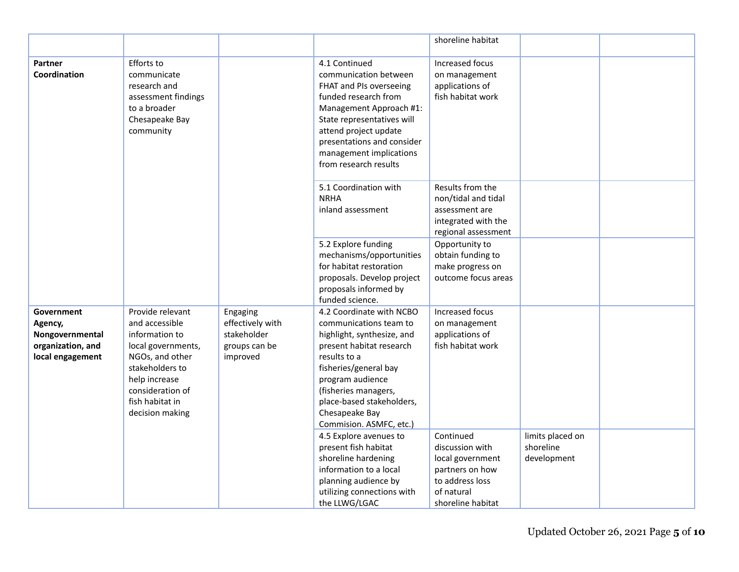| | | | | shoreline habitat | | |
|---|---|---|---|---|---|---|
| **Partner Coordination** | Efforts to communicate research and assessment findings to a broader Chesapeake Bay community | | 4.1 Continued communication between FHAT and PIs overseeing funded research from Management Approach #1: State representatives will attend project update presentations and consider management implications from research results | Increased focus on management applications of fish habitat work | | |
| | | | 5.1 Coordination with NRHA inland assessment | Results from the non/tidal and tidal assessment are integrated with the regional assessment | | |
| | | | 5.2 Explore funding mechanisms/opportunities for habitat restoration proposals. Develop project proposals informed by funded science. | Opportunity to obtain funding to make progress on outcome focus areas | | |
| **Government Agency, Nongovernmental organization, and local engagement** | Provide relevant and accessible information to local governments, NGOs, and other stakeholders to help increase consideration of fish habitat in decision making | Engaging effectively with stakeholder groups can be improved | 4.2 Coordinate with NCBO communications team to highlight, synthesize, and present habitat research results to a fisheries/general bay program audience (fisheries managers, place-based stakeholders, Chesapeake Bay Commision. ASMFC, etc.) | Increased focus on management applications of fish habitat work | | |
| | | | 4.5 Explore avenues to present fish habitat shoreline hardening information to a local planning audience by utilizing connections with the LLWG/LGAC | Continued discussion with local government partners on how to address loss of natural shoreline habitat | limits placed on shoreline development | |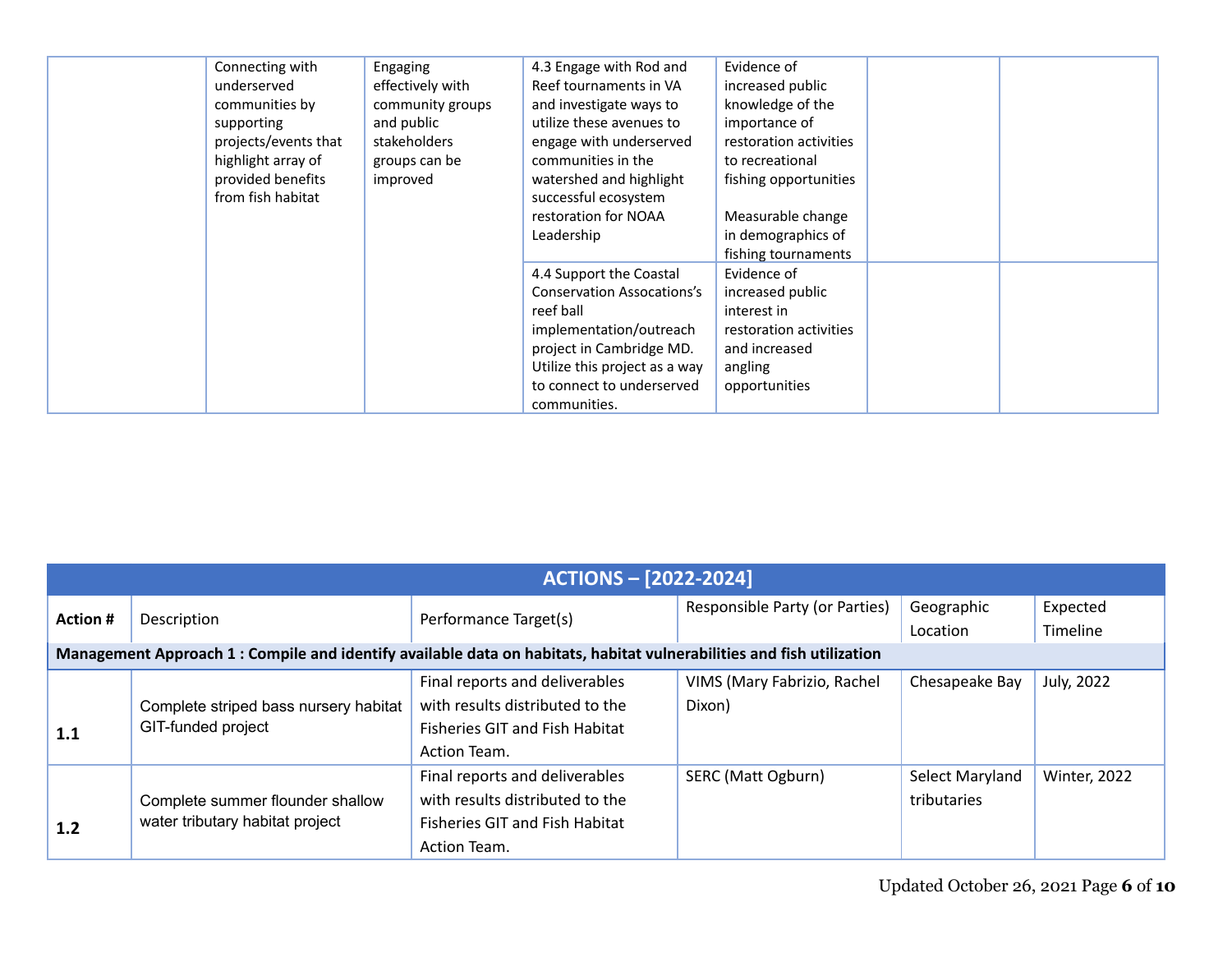| | | | | | | |
|---|---|---|---|---|---|---|
| | Connecting with underserved communities by supporting projects/events that highlight array of provided benefits from fish habitat | Engaging effectively with community groups and public stakeholders groups can be improved | 4.3 Engage with Rod and Reef tournaments in VA and investigate ways to utilize these avenues to engage with underserved communities in the watershed and highlight successful ecosystem restoration for NOAA Leadership | Evidence of increased public knowledge of the importance of restoration activities to recreational fishing opportunities<br><br>Measurable change in demographics of fishing tournaments | | |
| | | | 4.4 Support the Coastal Conservation Assocations's reef ball implementation/outreach project in Cambridge MD. Utilize this project as a way to connect to underserved communities. | Evidence of increased public interest in restoration activities and increased angling opportunities | | |

| ACTIONS – [2022-2024] | | | | | |
|---|---|---|---|---|---|
| **Action #** | Description | Performance Target(s) | Responsible Party (or Parties) | Geographic Location | Expected Timeline |
| **Management Approach 1 : Compile and identify available data on habitats, habitat vulnerabilities and fish utilization** | | | | | |
| **1.1** | Complete striped bass nursery habitat GIT-funded project | Final reports and deliverables with results distributed to the Fisheries GIT and Fish Habitat Action Team. | VIMS (Mary Fabrizio, Rachel Dixon) | Chesapeake Bay | July, 2022 |
| **1.2** | Complete summer flounder shallow water tributary habitat project | Final reports and deliverables with results distributed to the Fisheries GIT and Fish Habitat Action Team. | SERC (Matt Ogburn) | Select Maryland tributaries | Winter, 2022 |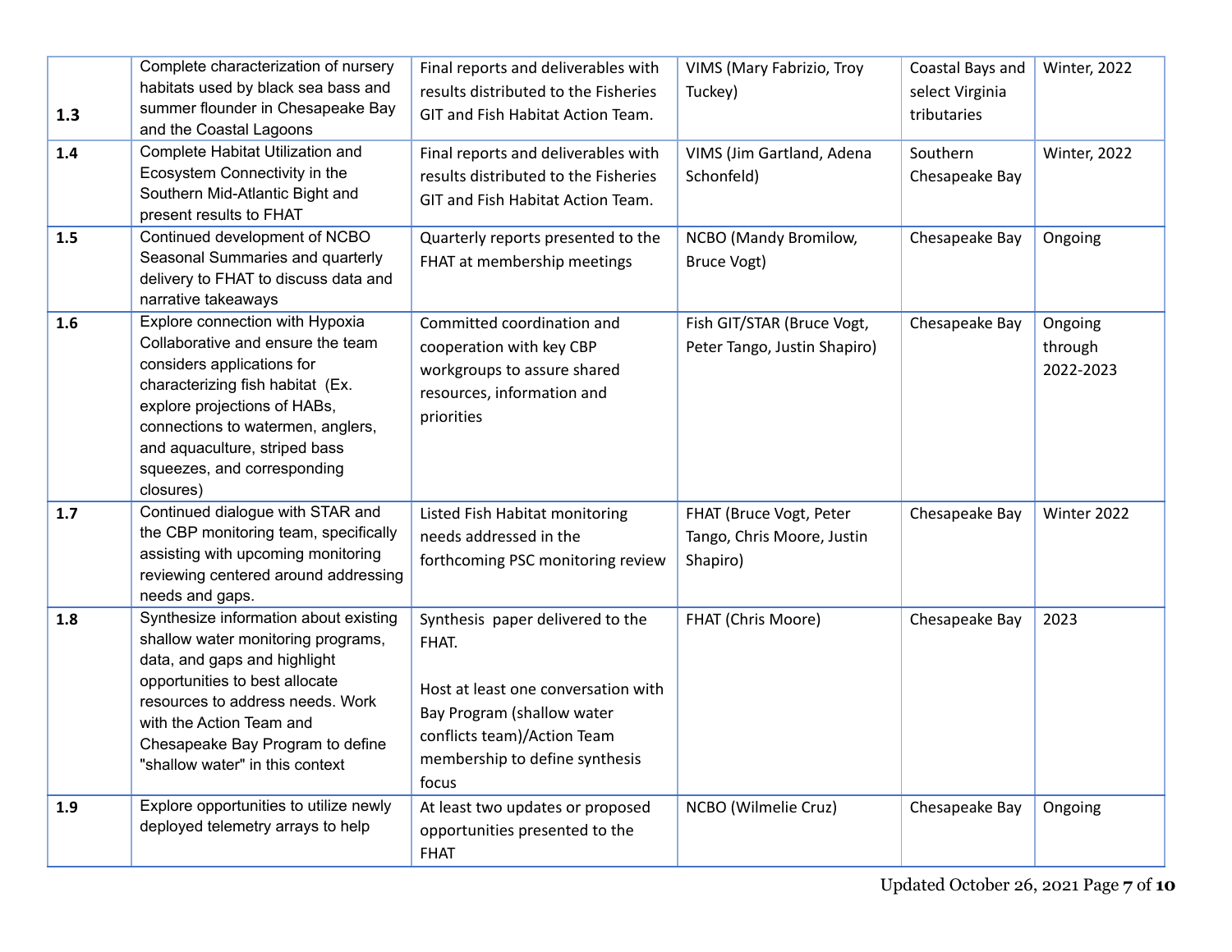| | | | | | |
|---|---|---|---|---|---|
| **1.3** | Complete characterization of nursery habitats used by black sea bass and summer flounder in Chesapeake Bay and the Coastal Lagoons | Final reports and deliverables with results distributed to the Fisheries GIT and Fish Habitat Action Team. | VIMS (Mary Fabrizio, Troy Tuckey) | Coastal Bays and select Virginia tributaries | Winter, 2022 |
| **1.4** | Complete Habitat Utilization and Ecosystem Connectivity in the Southern Mid-Atlantic Bight and present results to FHAT | Final reports and deliverables with results distributed to the Fisheries GIT and Fish Habitat Action Team. | VIMS (Jim Gartland, Adena Schonfeld) | Southern Chesapeake Bay | Winter, 2022 |
| **1.5** | Continued development of NCBO Seasonal Summaries and quarterly delivery to FHAT to discuss data and narrative takeaways | Quarterly reports presented to the FHAT at membership meetings | NCBO (Mandy Bromilow, Bruce Vogt) | Chesapeake Bay | Ongoing |
| **1.6** | Explore connection with Hypoxia Collaborative and ensure the team considers applications for characterizing fish habitat (Ex. explore projections of HABs, connections to watermen, anglers, and aquaculture, striped bass squeezes, and corresponding closures) | Committed coordination and cooperation with key CBP workgroups to assure shared resources, information and priorities | Fish GIT/STAR (Bruce Vogt, Peter Tango, Justin Shapiro) | Chesapeake Bay | Ongoing through 2022-2023 |
| **1.7** | Continued dialogue with STAR and the CBP monitoring team, specifically assisting with upcoming monitoring reviewing centered around addressing needs and gaps. | Listed Fish Habitat monitoring needs addressed in the forthcoming PSC monitoring review | FHAT (Bruce Vogt, Peter Tango, Chris Moore, Justin Shapiro) | Chesapeake Bay | Winter 2022 |
| **1.8** | Synthesize information about existing shallow water monitoring programs, data, and gaps and highlight opportunities to best allocate resources to address needs. Work with the Action Team and Chesapeake Bay Program to define "shallow water" in this context | Synthesis paper delivered to the FHAT.<br><br>Host at least one conversation with Bay Program (shallow water conflicts team)/Action Team membership to define synthesis focus | FHAT (Chris Moore) | Chesapeake Bay | 2023 |
| **1.9** | Explore opportunities to utilize newly deployed telemetry arrays to help | At least two updates or proposed opportunities presented to the FHAT | NCBO (Wilmelie Cruz) | Chesapeake Bay | Ongoing |

Updated October 26, 2021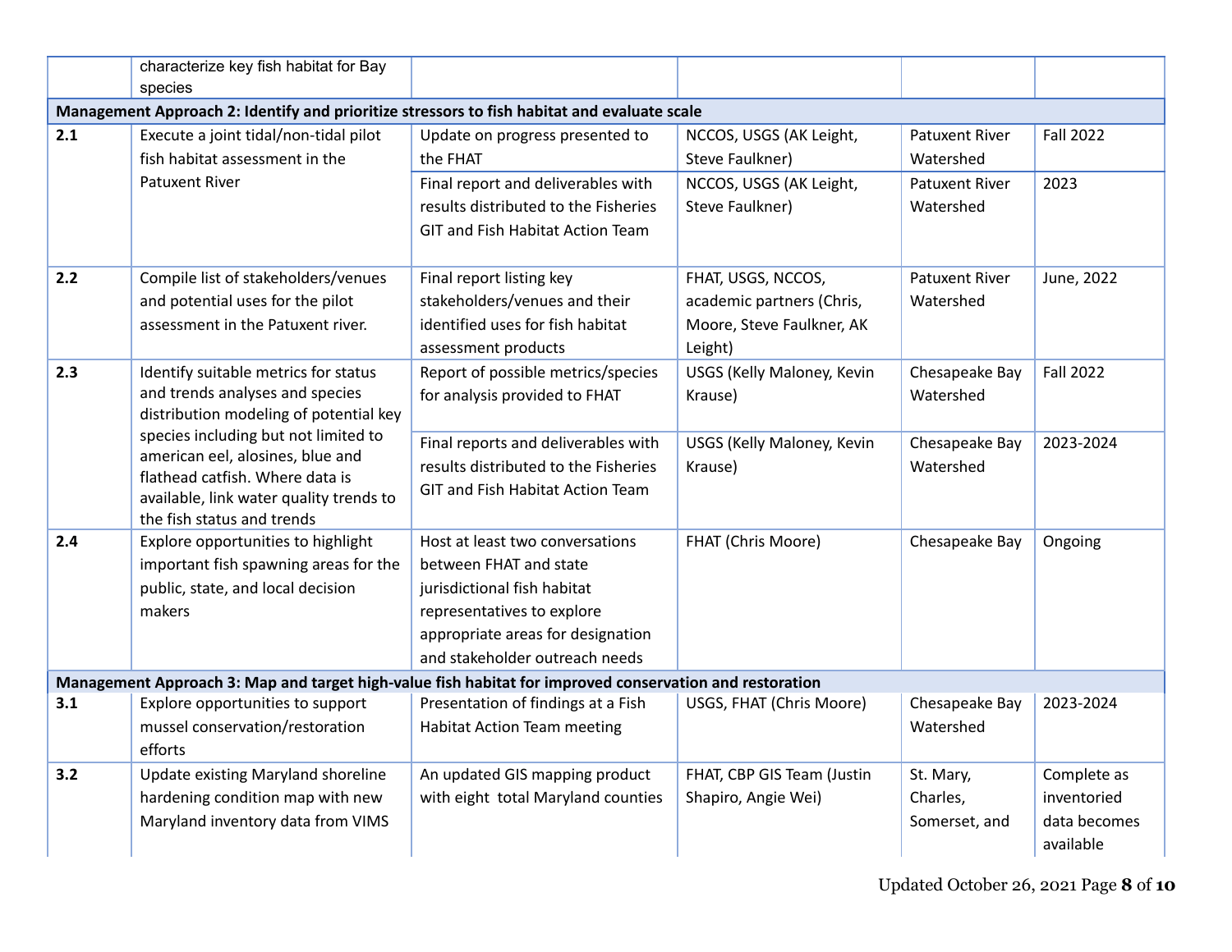| | characterize key fish habitat for Bay species | | | | |
|---|---|---|---|---|---|
| **Management Approach 2: Identify and prioritize stressors to fish habitat and evaluate scale** | | | | | |
| **2.1** | Execute a joint tidal/non-tidal pilot fish habitat assessment in the Patuxent River | Update on progress presented to the FHAT | NCCOS, USGS (AK Leight, Steve Faulkner) | Patuxent River Watershed | Fall 2022 |
| | | Final report and deliverables with results distributed to the Fisheries GIT and Fish Habitat Action Team | NCCOS, USGS (AK Leight, Steve Faulkner) | Patuxent River Watershed | 2023 |
| **2.2** | Compile list of stakeholders/venues and potential uses for the pilot assessment in the Patuxent river. | Final report listing key stakeholders/venues and their identified uses for fish habitat assessment products | FHAT, USGS, NCCOS, academic partners (Chris, Moore, Steve Faulkner, AK Leight) | Patuxent River Watershed | June, 2022 |
| **2.3** | Identify suitable metrics for status and trends analyses and species distribution modeling of potential key species including but not limited to american eel, alosines, blue and flathead catfish. Where data is available, link water quality trends to the fish status and trends | Report of possible metrics/species for analysis provided to FHAT | USGS (Kelly Maloney, Kevin Krause) | Chesapeake Bay Watershed | Fall 2022 |
| | | Final reports and deliverables with results distributed to the Fisheries GIT and Fish Habitat Action Team | USGS (Kelly Maloney, Kevin Krause) | Chesapeake Bay Watershed | 2023-2024 |
| **2.4** | Explore opportunities to highlight important fish spawning areas for the public, state, and local decision makers | Host at least two conversations between FHAT and state jurisdictional fish habitat representatives to explore appropriate areas for designation and stakeholder outreach needs | FHAT (Chris Moore) | Chesapeake Bay | Ongoing |
| **Management Approach 3: Map and target high-value fish habitat for improved conservation and restoration** | | | | | |
| **3.1** | Explore opportunities to support mussel conservation/restoration efforts | Presentation of findings at a Fish Habitat Action Team meeting | USGS, FHAT (Chris Moore) | Chesapeake Bay Watershed | 2023-2024 |
| **3.2** | Update existing Maryland shoreline hardening condition map with new Maryland inventory data from VIMS | An updated GIS mapping product with eight total Maryland counties | FHAT, CBP GIS Team (Justin Shapiro, Angie Wei) | St. Mary, Charles, Somerset, and | Complete as inventoried data becomes available |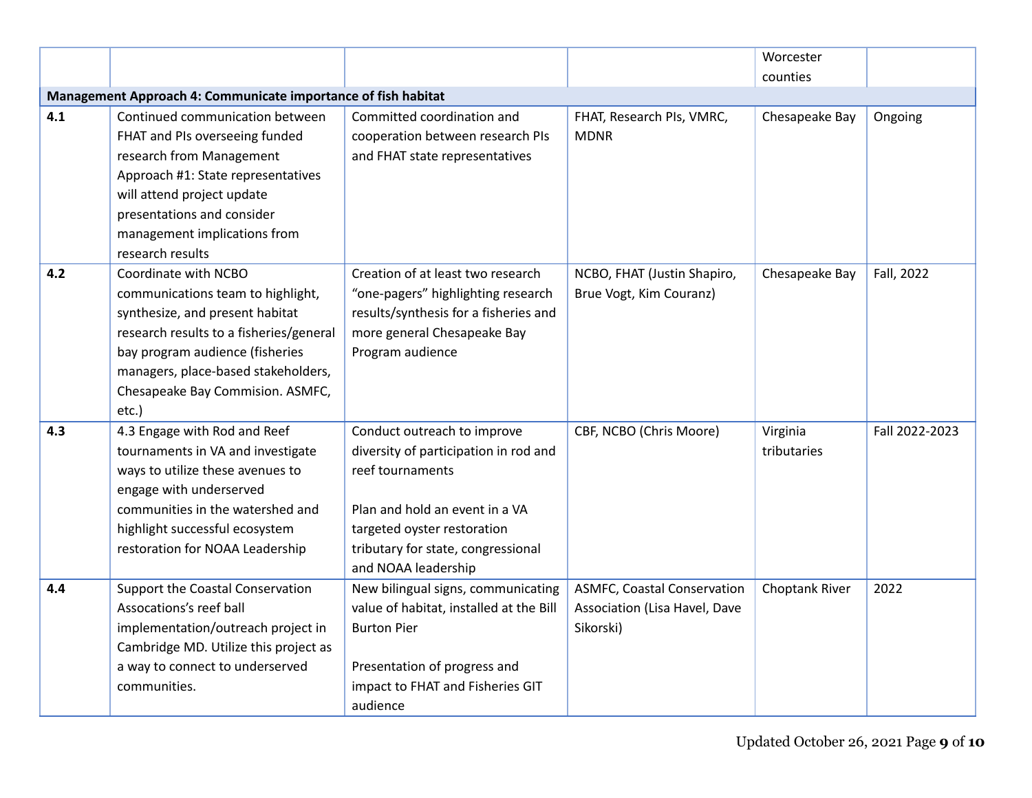| | | | | Worcester counties | |
|---|---|---|---|---|---|
| **Management Approach 4: Communicate importance of fish habitat** | | | | | |
| **4.1** | Continued communication between FHAT and PIs overseeing funded research from Management Approach #1: State representatives will attend project update presentations and consider management implications from research results | Committed coordination and cooperation between research PIs and FHAT state representatives | FHAT, Research PIs, VMRC, MDNR | Chesapeake Bay | Ongoing |
| **4.2** | Coordinate with NCBO communications team to highlight, synthesize, and present habitat research results to a fisheries/general bay program audience (fisheries managers, place-based stakeholders, Chesapeake Bay Commision. ASMFC, etc.) | Creation of at least two research "one-pagers" highlighting research results/synthesis for a fisheries and more general Chesapeake Bay Program audience | NCBO, FHAT (Justin Shapiro, Brue Vogt, Kim Couranz) | Chesapeake Bay | Fall, 2022 |
| **4.3** | 4.3 Engage with Rod and Reef tournaments in VA and investigate ways to utilize these avenues to engage with underserved communities in the watershed and highlight successful ecosystem restoration for NOAA Leadership | Conduct outreach to improve diversity of participation in rod and reef tournaments<br><br>Plan and hold an event in a VA targeted oyster restoration tributary for state, congressional and NOAA leadership | CBF, NCBO (Chris Moore) | Virginia tributaries | Fall 2022-2023 |
| **4.4** | Support the Coastal Conservation Assocations's reef ball implementation/outreach project in Cambridge MD. Utilize this project as a way to connect to underserved communities. | New bilingual signs, communicating value of habitat, installed at the Bill Burton Pier<br><br>Presentation of progress and impact to FHAT and Fisheries GIT audience | ASMFC, Coastal Conservation Association (Lisa Havel, Dave Sikorski) | Choptank River | 2022 |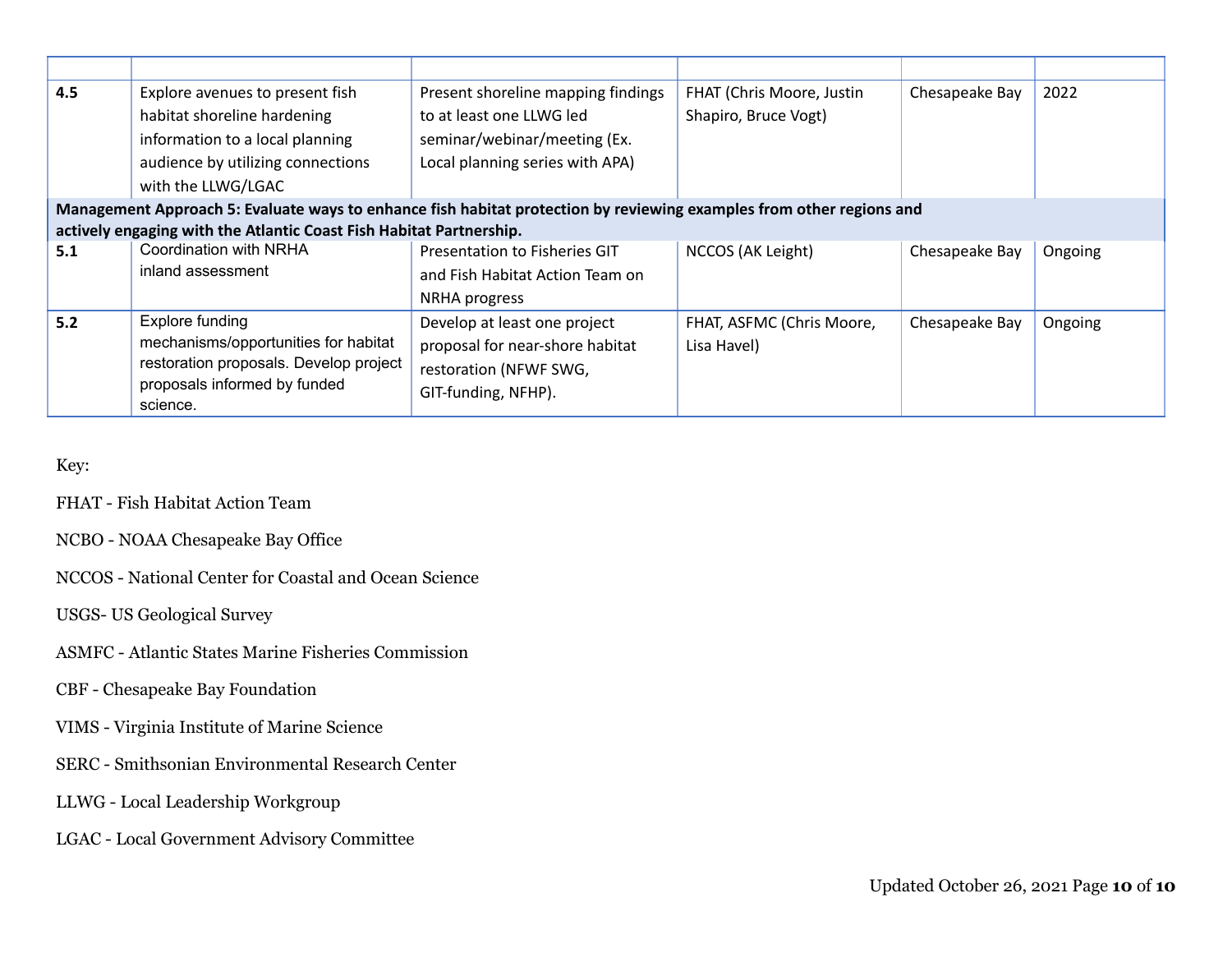| | | | | | |
|---|---|---|---|---|---|
| **4.5** | Explore avenues to present fish habitat shoreline hardening information to a local planning audience by utilizing connections with the LLWG/LGAC | Present shoreline mapping findings to at least one LLWG led seminar/webinar/meeting (Ex. Local planning series with APA) | FHAT (Chris Moore, Justin Shapiro, Bruce Vogt) | Chesapeake Bay | 2022 |
| **Management Approach 5: Evaluate ways to enhance fish habitat protection by reviewing examples from other regions and actively engaging with the Atlantic Coast Fish Habitat Partnership.** | | | | | |
| **5.1** | Coordination with NRHA inland assessment | Presentation to Fisheries GIT and Fish Habitat Action Team on NRHA progress | NCCOS (AK Leight) | Chesapeake Bay | Ongoing |
| **5.2** | Explore funding mechanisms/opportunities for habitat restoration proposals. Develop project proposals informed by funded science. | Develop at least one project proposal for near-shore habitat restoration (NFWF SWG, GIT-funding, NFHP). | FHAT, ASFMC (Chris Moore, Lisa Havel) | Chesapeake Bay | Ongoing |

Key:

FHAT - Fish Habitat Action Team

NCBO - NOAA Chesapeake Bay Office

NCCOS - National Center for Coastal and Ocean Science

USGS- US Geological Survey

ASMFC - Atlantic States Marine Fisheries Commission

CBF - Chesapeake Bay Foundation

VIMS - Virginia Institute of Marine Science

SERC - Smithsonian Environmental Research Center

LLWG - Local Leadership Workgroup

LGAC - Local Government Advisory Committee

Updated October 26, 2021